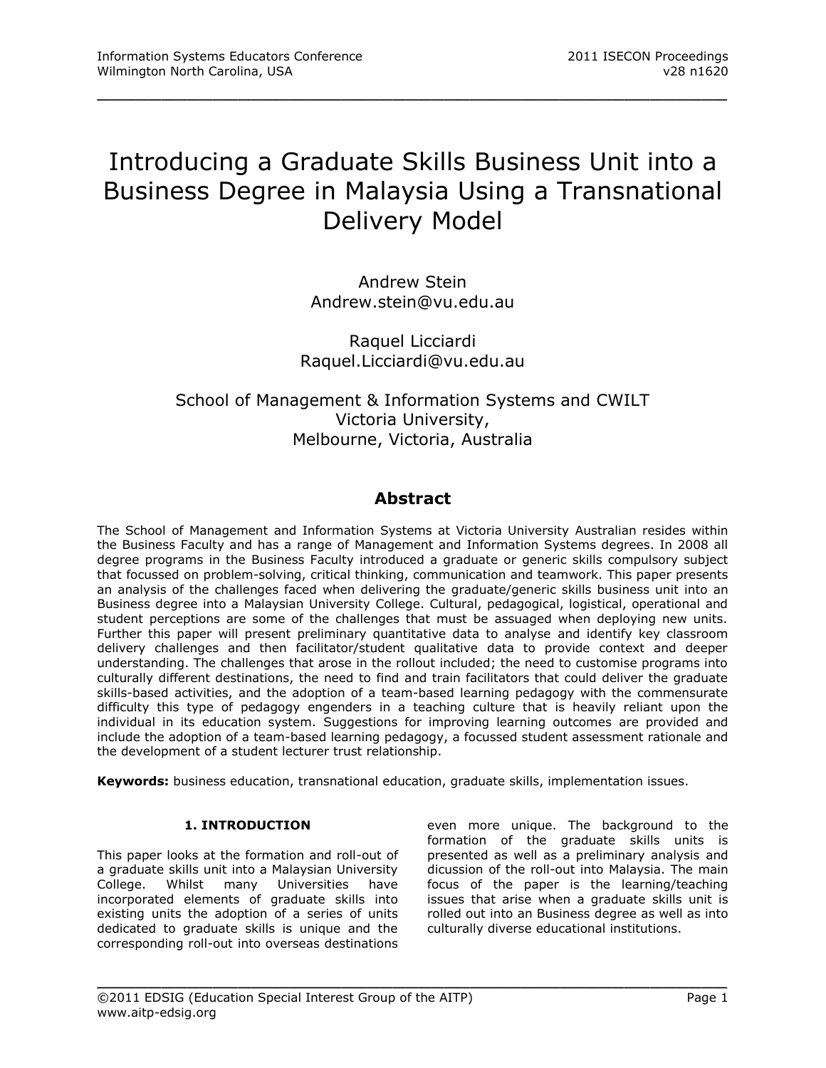# Introducing a Graduate Skills Business Unit into a Business Degree in Malaysia Using a Transnational Delivery Model

Andrew Stein
Andrew.stein@vu.edu.au

Raquel Licciardi
Raquel.Licciardi@vu.edu.au

School of Management & Information Systems and CWILT
Victoria University,
Melbourne, Victoria, Australia

## Abstract

The School of Management and Information Systems at Victoria University Australian resides within the Business Faculty and has a range of Management and Information Systems degrees. In 2008 all degree programs in the Business Faculty introduced a graduate or generic skills compulsory subject that focussed on problem-solving, critical thinking, communication and teamwork. This paper presents an analysis of the challenges faced when delivering the graduate/generic skills business unit into an Business degree into a Malaysian University College. Cultural, pedagogical, logistical, operational and student perceptions are some of the challenges that must be assuaged when deploying new units. Further this paper will present preliminary quantitative data to analyse and identify key classroom delivery challenges and then facilitator/student qualitative data to provide context and deeper understanding. The challenges that arose in the rollout included; the need to customise programs into culturally different destinations, the need to find and train facilitators that could deliver the graduate skills-based activities, and the adoption of a team-based learning pedagogy with the commensurate difficulty this type of pedagogy engenders in a teaching culture that is heavily reliant upon the individual in its education system. Suggestions for improving learning outcomes are provided and include the adoption of a team-based learning pedagogy, a focussed student assessment rationale and the development of a student lecturer trust relationship.

**Keywords:** business education, transnational education, graduate skills, implementation issues.

## 1. INTRODUCTION

This paper looks at the formation and roll-out of a graduate skills unit into a Malaysian University College. Whilst many Universities have incorporated elements of graduate skills into existing units the adoption of a series of units dedicated to graduate skills is unique and the corresponding roll-out into overseas destinations even more unique. The background to the formation of the graduate skills units is presented as well as a preliminary analysis and dicussion of the roll-out into Malaysia. The main focus of the paper is the learning/teaching issues that arise when a graduate skills unit is rolled out into an Business degree as well as into culturally diverse educational institutions.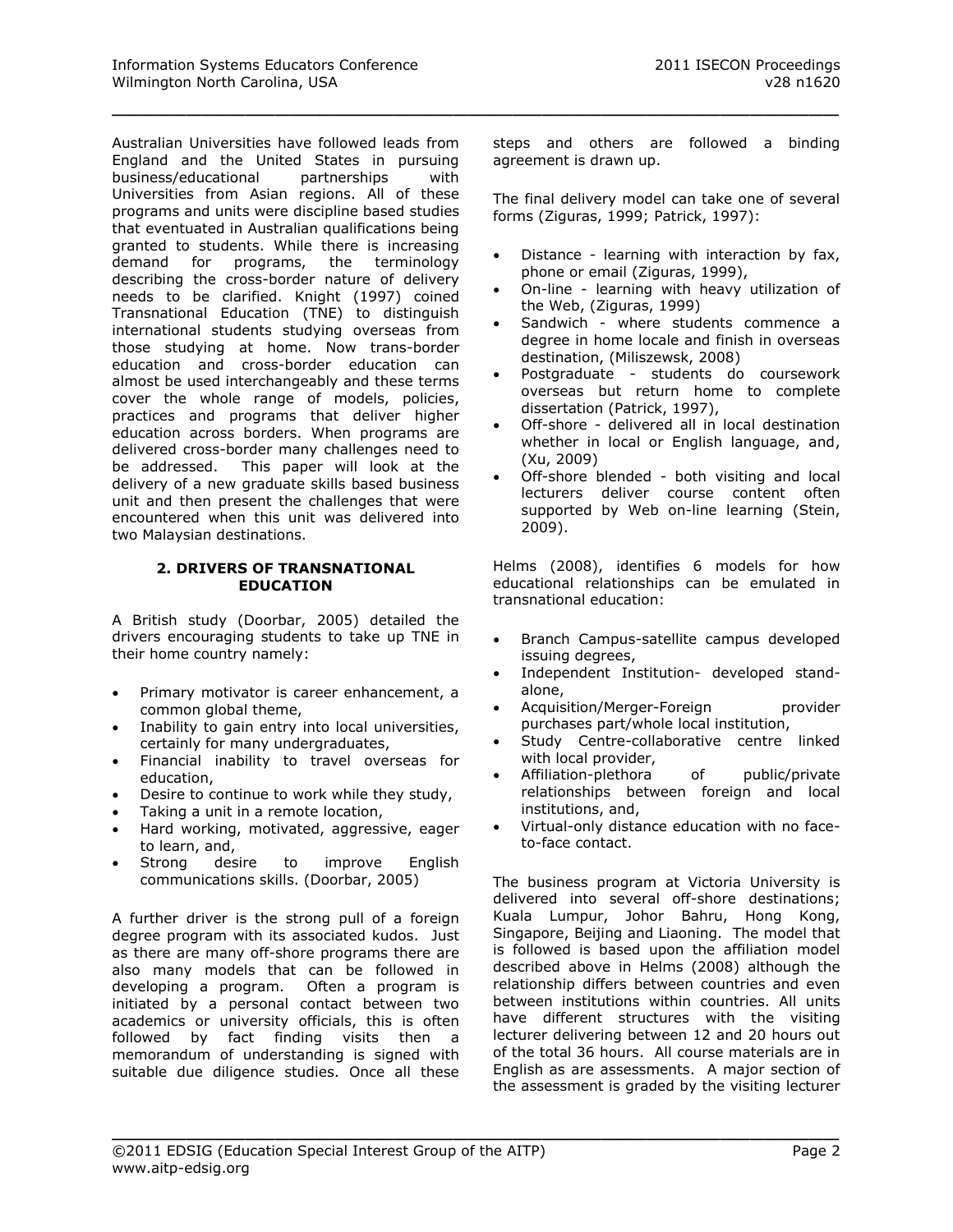Australian Universities have followed leads from England and the United States in pursuing business/educational partnerships with Universities from Asian regions. All of these programs and units were discipline based studies that eventuated in Australian qualifications being granted to students. While there is increasing demand for programs, the terminology describing the cross-border nature of delivery needs to be clarified. Knight (1997) coined Transnational Education (TNE) to distinguish international students studying overseas from those studying at home. Now trans-border education and cross-border education can almost be used interchangeably and these terms cover the whole range of models, policies, practices and programs that deliver higher education across borders. When programs are delivered cross-border many challenges need to be addressed. This paper will look at the delivery of a new graduate skills based business unit and then present the challenges that were encountered when this unit was delivered into two Malaysian destinations.

## 2. DRIVERS OF TRANSNATIONAL EDUCATION

A British study (Doorbar, 2005) detailed the drivers encouraging students to take up TNE in their home country namely:

- Primary motivator is career enhancement, a common global theme,
- Inability to gain entry into local universities, certainly for many undergraduates,
- Financial inability to travel overseas for education,
- Desire to continue to work while they study,
- Taking a unit in a remote location,
- Hard working, motivated, aggressive, eager to learn, and,
- Strong desire to improve English communications skills. (Doorbar, 2005)

A further driver is the strong pull of a foreign degree program with its associated kudos. Just as there are many off-shore programs there are also many models that can be followed in developing a program. Often a program is initiated by a personal contact between two academics or university officials, this is often followed by fact finding visits then a memorandum of understanding is signed with suitable due diligence studies. Once all these steps and others are followed a binding agreement is drawn up.

The final delivery model can take one of several forms (Ziguras, 1999; Patrick, 1997):

- Distance - learning with interaction by fax, phone or email (Ziguras, 1999),
- On-line - learning with heavy utilization of the Web, (Ziguras, 1999)
- Sandwich - where students commence a degree in home locale and finish in overseas destination, (Miliszewsk, 2008)
- Postgraduate - students do coursework overseas but return home to complete dissertation (Patrick, 1997),
- Off-shore - delivered all in local destination whether in local or English language, and, (Xu, 2009)
- Off-shore blended - both visiting and local lecturers deliver course content often supported by Web on-line learning (Stein, 2009).

Helms (2008), identifies 6 models for how educational relationships can be emulated in transnational education:

- Branch Campus-satellite campus developed issuing degrees,
- Independent Institution- developed stand-alone,
- Acquisition/Merger-Foreign provider purchases part/whole local institution,
- Study Centre-collaborative centre linked with local provider,
- Affiliation-plethora of public/private relationships between foreign and local institutions, and,
- Virtual-only distance education with no face-to-face contact.

The business program at Victoria University is delivered into several off-shore destinations; Kuala Lumpur, Johor Bahru, Hong Kong, Singapore, Beijing and Liaoning. The model that is followed is based upon the affiliation model described above in Helms (2008) although the relationship differs between countries and even between institutions within countries. All units have different structures with the visiting lecturer delivering between 12 and 20 hours out of the total 36 hours. All course materials are in English as are assessments. A major section of the assessment is graded by the visiting lecturer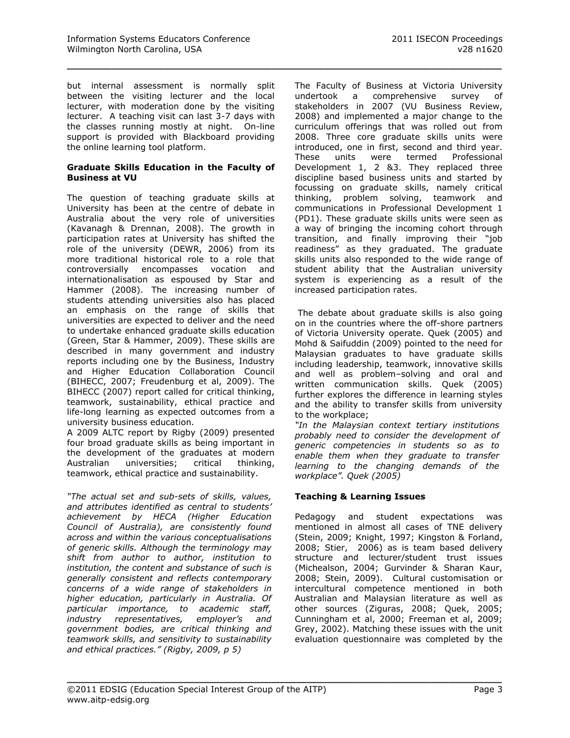but internal assessment is normally split between the visiting lecturer and the local lecturer, with moderation done by the visiting lecturer. A teaching visit can last 3-7 days with the classes running mostly at night. On-line support is provided with Blackboard providing the online learning tool platform.

**Graduate Skills Education in the Faculty of Business at VU**

The question of teaching graduate skills at University has been at the centre of debate in Australia about the very role of universities (Kavanagh & Drennan, 2008). The growth in participation rates at University has shifted the role of the university (DEWR, 2006) from its more traditional historical role to a role that controversially encompasses vocation and internationalisation as espoused by Star and Hammer (2008). The increasing number of students attending universities also has placed an emphasis on the range of skills that universities are expected to deliver and the need to undertake enhanced graduate skills education (Green, Star & Hammer, 2009). These skills are described in many government and industry reports including one by the Business, Industry and Higher Education Collaboration Council (BIHECC, 2007; Freudenburg et al, 2009). The BIHECC (2007) report called for critical thinking, teamwork, sustainability, ethical practice and life-long learning as expected outcomes from a university business education.

A 2009 ALTC report by Rigby (2009) presented four broad graduate skills as being important in the development of the graduates at modern Australian universities; critical thinking, teamwork, ethical practice and sustainability.

*"The actual set and sub-sets of skills, values, and attributes identified as central to students' achievement by HECA (Higher Education Council of Australia), are consistently found across and within the various conceptualisations of generic skills. Although the terminology may shift from author to author, institution to institution, the content and substance of such is generally consistent and reflects contemporary concerns of a wide range of stakeholders in higher education, particularly in Australia. Of particular importance, to academic staff, industry representatives, employer's and government bodies, are critical thinking and teamwork skills, and sensitivity to sustainability and ethical practices." (Rigby, 2009, p 5)*

The Faculty of Business at Victoria University undertook a comprehensive survey of stakeholders in 2007 (VU Business Review, 2008) and implemented a major change to the curriculum offerings that was rolled out from 2008. Three core graduate skills units were introduced, one in first, second and third year. These units were termed Professional Development 1, 2 &3. They replaced three discipline based business units and started by focussing on graduate skills, namely critical thinking, problem solving, teamwork and communications in Professional Development 1 (PD1). These graduate skills units were seen as a way of bringing the incoming cohort through transition, and finally improving their "job readiness" as they graduated. The graduate skills units also responded to the wide range of student ability that the Australian university system is experiencing as a result of the increased participation rates.

The debate about graduate skills is also going on in the countries where the off-shore partners of Victoria University operate. Quek (2005) and Mohd & Saifuddin (2009) pointed to the need for Malaysian graduates to have graduate skills including leadership, teamwork, innovative skills and well as problem–solving and oral and written communication skills. Quek (2005) further explores the difference in learning styles and the ability to transfer skills from university to the workplace;

*"In the Malaysian context tertiary institutions probably need to consider the development of generic competencies in students so as to enable them when they graduate to transfer learning to the changing demands of the workplace". Quek (2005)*

**Teaching & Learning Issues**

Pedagogy and student expectations was mentioned in almost all cases of TNE delivery (Stein, 2009; Knight, 1997; Kingston & Forland, 2008; Stier, 2006) as is team based delivery structure and lecturer/student trust issues (Michealson, 2004; Gurvinder & Sharan Kaur, 2008; Stein, 2009). Cultural customisation or intercultural competence mentioned in both Australian and Malaysian literature as well as other sources (Ziguras, 2008; Quek, 2005; Cunningham et al, 2000; Freeman et al, 2009; Grey, 2002). Matching these issues with the unit evaluation questionnaire was completed by the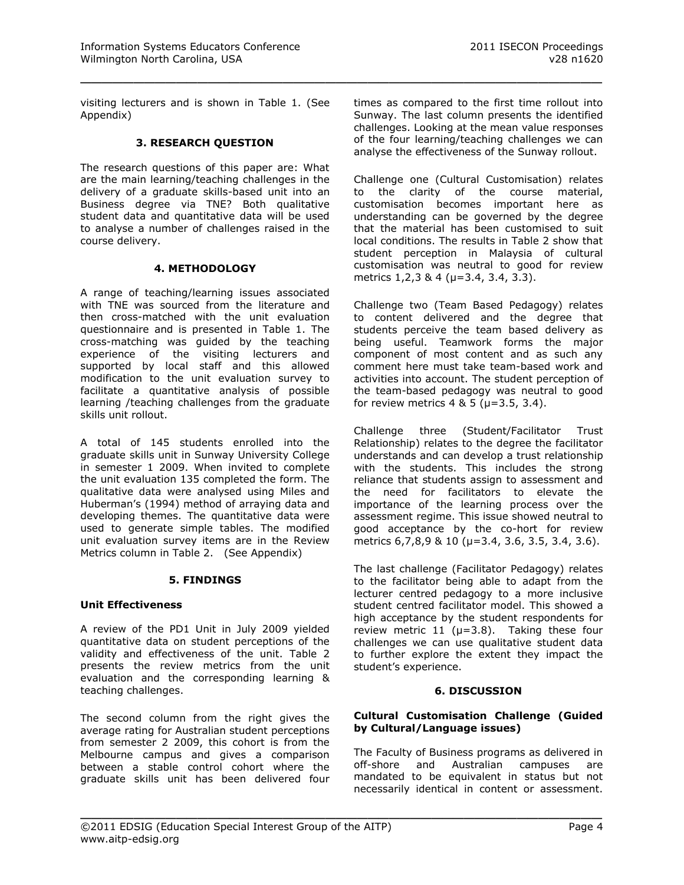visiting lecturers and is shown in Table 1. (See Appendix)

## 3. RESEARCH QUESTION

The research questions of this paper are: What are the main learning/teaching challenges in the delivery of a graduate skills-based unit into an Business degree via TNE? Both qualitative student data and quantitative data will be used to analyse a number of challenges raised in the course delivery.

## 4. METHODOLOGY

A range of teaching/learning issues associated with TNE was sourced from the literature and then cross-matched with the unit evaluation questionnaire and is presented in Table 1. The cross-matching was guided by the teaching experience of the visiting lecturers and supported by local staff and this allowed modification to the unit evaluation survey to facilitate a quantitative analysis of possible learning /teaching challenges from the graduate skills unit rollout.

A total of 145 students enrolled into the graduate skills unit in Sunway University College in semester 1 2009. When invited to complete the unit evaluation 135 completed the form. The qualitative data were analysed using Miles and Huberman's (1994) method of arraying data and developing themes. The quantitative data were used to generate simple tables. The modified unit evaluation survey items are in the Review Metrics column in Table 2. (See Appendix)

## 5. FINDINGS

**Unit Effectiveness**

A review of the PD1 Unit in July 2009 yielded quantitative data on student perceptions of the validity and effectiveness of the unit. Table 2 presents the review metrics from the unit evaluation and the corresponding learning & teaching challenges.

The second column from the right gives the average rating for Australian student perceptions from semester 2 2009, this cohort is from the Melbourne campus and gives a comparison between a stable control cohort where the graduate skills unit has been delivered four times as compared to the first time rollout into Sunway. The last column presents the identified challenges. Looking at the mean value responses of the four learning/teaching challenges we can analyse the effectiveness of the Sunway rollout.

Challenge one (Cultural Customisation) relates to the clarity of the course material, customisation becomes important here as understanding can be governed by the degree that the material has been customised to suit local conditions. The results in Table 2 show that student perception in Malaysia of cultural customisation was neutral to good for review metrics 1,2,3 & 4 ($\mu$=3.4, 3.4, 3.3).

Challenge two (Team Based Pedagogy) relates to content delivered and the degree that students perceive the team based delivery as being useful. Teamwork forms the major component of most content and as such any comment here must take team-based work and activities into account. The student perception of the team-based pedagogy was neutral to good for review metrics 4 & 5 ($\mu$=3.5, 3.4).

Challenge three (Student/Facilitator Trust Relationship) relates to the degree the facilitator understands and can develop a trust relationship with the students. This includes the strong reliance that students assign to assessment and the need for facilitators to elevate the importance of the learning process over the assessment regime. This issue showed neutral to good acceptance by the co-hort for review metrics 6,7,8,9 & 10 ($\mu$=3.4, 3.6, 3.5, 3.4, 3.6).

The last challenge (Facilitator Pedagogy) relates to the facilitator being able to adapt from the lecturer centred pedagogy to a more inclusive student centred facilitator model. This showed a high acceptance by the student respondents for review metric 11 ($\mu$=3.8). Taking these four challenges we can use qualitative student data to further explore the extent they impact the student's experience.

## 6. DISCUSSION

**Cultural Customisation Challenge (Guided by Cultural/Language issues)**

The Faculty of Business programs as delivered in off-shore and Australian campuses are mandated to be equivalent in status but not necessarily identical in content or assessment.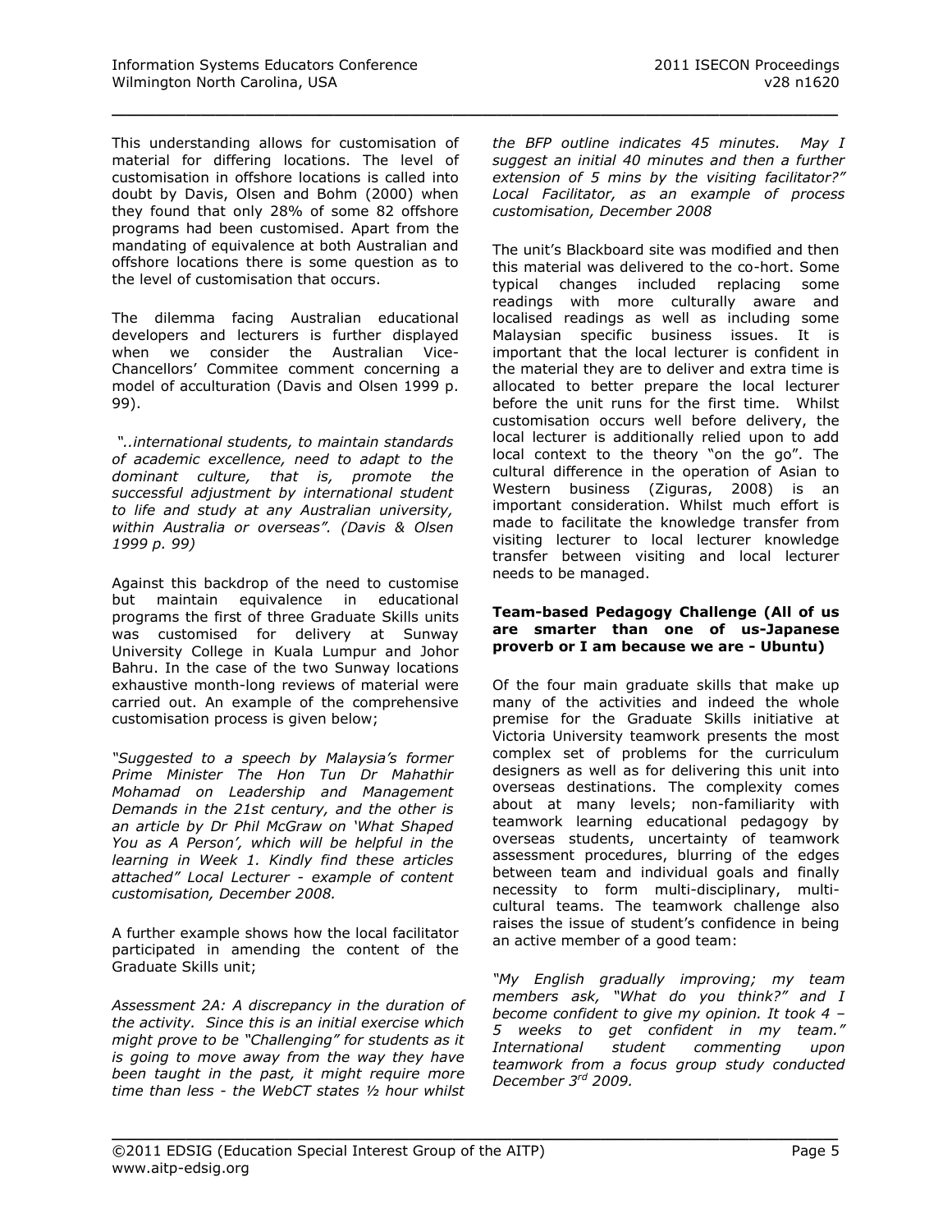This understanding allows for customisation of material for differing locations. The level of customisation in offshore locations is called into doubt by Davis, Olsen and Bohm (2000) when they found that only 28% of some 82 offshore programs had been customised. Apart from the mandating of equivalence at both Australian and offshore locations there is some question as to the level of customisation that occurs.

The dilemma facing Australian educational developers and lecturers is further displayed when we consider the Australian Vice-Chancellors' Commitee comment concerning a model of acculturation (Davis and Olsen 1999 p. 99).

*"..international students, to maintain standards of academic excellence, need to adapt to the dominant culture, that is, promote the successful adjustment by international student to life and study at any Australian university, within Australia or overseas". (Davis & Olsen 1999 p. 99)*

Against this backdrop of the need to customise but maintain equivalence in educational programs the first of three Graduate Skills units was customised for delivery at Sunway University College in Kuala Lumpur and Johor Bahru. In the case of the two Sunway locations exhaustive month-long reviews of material were carried out. An example of the comprehensive customisation process is given below;

*"Suggested to a speech by Malaysia's former Prime Minister The Hon Tun Dr Mahathir Mohamad on Leadership and Management Demands in the 21st century, and the other is an article by Dr Phil McGraw on 'What Shaped You as A Person', which will be helpful in the learning in Week 1. Kindly find these articles attached" Local Lecturer - example of content customisation, December 2008.*

A further example shows how the local facilitator participated in amending the content of the Graduate Skills unit;

*Assessment 2A: A discrepancy in the duration of the activity. Since this is an initial exercise which might prove to be "Challenging" for students as it is going to move away from the way they have been taught in the past, it might require more time than less - the WebCT states ½ hour whilst the BFP outline indicates 45 minutes. May I suggest an initial 40 minutes and then a further extension of 5 mins by the visiting facilitator?" Local Facilitator, as an example of process customisation, December 2008*

The unit's Blackboard site was modified and then this material was delivered to the co-hort. Some typical changes included replacing some readings with more culturally aware and localised readings as well as including some Malaysian specific business issues. It is important that the local lecturer is confident in the material they are to deliver and extra time is allocated to better prepare the local lecturer before the unit runs for the first time. Whilst customisation occurs well before delivery, the local lecturer is additionally relied upon to add local context to the theory "on the go". The cultural difference in the operation of Asian to Western business (Ziguras, 2008) is an important consideration. Whilst much effort is made to facilitate the knowledge transfer from visiting lecturer to local lecturer knowledge transfer between visiting and local lecturer needs to be managed.

**Team-based Pedagogy Challenge (All of us are smarter than one of us-Japanese proverb or I am because we are - Ubuntu)**

Of the four main graduate skills that make up many of the activities and indeed the whole premise for the Graduate Skills initiative at Victoria University teamwork presents the most complex set of problems for the curriculum designers as well as for delivering this unit into overseas destinations. The complexity comes about at many levels; non-familiarity with teamwork learning educational pedagogy by overseas students, uncertainty of teamwork assessment procedures, blurring of the edges between team and individual goals and finally necessity to form multi-disciplinary, multi-cultural teams. The teamwork challenge also raises the issue of student's confidence in being an active member of a good team:

*"My English gradually improving; my team members ask, "What do you think?" and I become confident to give my opinion. It took 4 – 5 weeks to get confident in my team." International student commenting upon teamwork from a focus group study conducted December 3rd 2009.*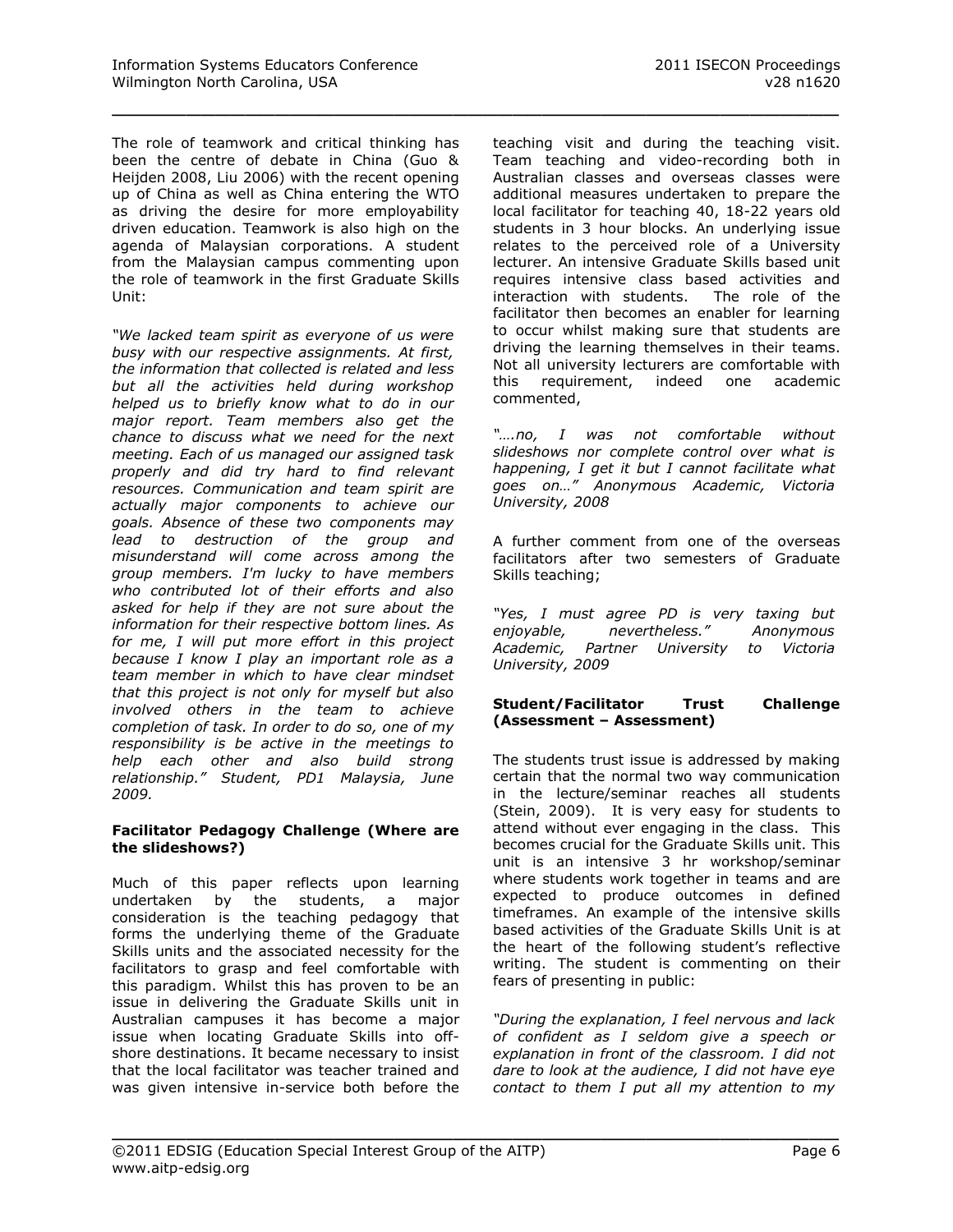The role of teamwork and critical thinking has been the centre of debate in China (Guo & Heijden 2008, Liu 2006) with the recent opening up of China as well as China entering the WTO as driving the desire for more employability driven education. Teamwork is also high on the agenda of Malaysian corporations. A student from the Malaysian campus commenting upon the role of teamwork in the first Graduate Skills Unit:

*"We lacked team spirit as everyone of us were busy with our respective assignments. At first, the information that collected is related and less but all the activities held during workshop helped us to briefly know what to do in our major report. Team members also get the chance to discuss what we need for the next meeting. Each of us managed our assigned task properly and did try hard to find relevant resources. Communication and team spirit are actually major components to achieve our goals. Absence of these two components may lead to destruction of the group and misunderstand will come across among the group members. I'm lucky to have members who contributed lot of their efforts and also asked for help if they are not sure about the information for their respective bottom lines. As for me, I will put more effort in this project because I know I play an important role as a team member in which to have clear mindset that this project is not only for myself but also involved others in the team to achieve completion of task. In order to do so, one of my responsibility is be active in the meetings to help each other and also build strong relationship." Student, PD1 Malaysia, June 2009.*

**Facilitator Pedagogy Challenge (Where are the slideshows?)**

Much of this paper reflects upon learning undertaken by the students, a major consideration is the teaching pedagogy that forms the underlying theme of the Graduate Skills units and the associated necessity for the facilitators to grasp and feel comfortable with this paradigm. Whilst this has proven to be an issue in delivering the Graduate Skills unit in Australian campuses it has become a major issue when locating Graduate Skills into off-shore destinations. It became necessary to insist that the local facilitator was teacher trained and was given intensive in-service both before the teaching visit and during the teaching visit. Team teaching and video-recording both in Australian classes and overseas classes were additional measures undertaken to prepare the local facilitator for teaching 40, 18-22 years old students in 3 hour blocks. An underlying issue relates to the perceived role of a University lecturer. An intensive Graduate Skills based unit requires intensive class based activities and interaction with students. The role of the facilitator then becomes an enabler for learning to occur whilst making sure that students are driving the learning themselves in their teams. Not all university lecturers are comfortable with this requirement, indeed one academic commented,

*"….no, I was not comfortable without slideshows nor complete control over what is happening, I get it but I cannot facilitate what goes on…" Anonymous Academic, Victoria University, 2008*

A further comment from one of the overseas facilitators after two semesters of Graduate Skills teaching;

*"Yes, I must agree PD is very taxing but enjoyable, nevertheless." Anonymous Academic, Partner University to Victoria University, 2009*

**Student/Facilitator Trust Challenge (Assessment – Assessment)**

The students trust issue is addressed by making certain that the normal two way communication in the lecture/seminar reaches all students (Stein, 2009). It is very easy for students to attend without ever engaging in the class. This becomes crucial for the Graduate Skills unit. This unit is an intensive 3 hr workshop/seminar where students work together in teams and are expected to produce outcomes in defined timeframes. An example of the intensive skills based activities of the Graduate Skills Unit is at the heart of the following student's reflective writing. The student is commenting on their fears of presenting in public:

*"During the explanation, I feel nervous and lack of confident as I seldom give a speech or explanation in front of the classroom. I did not dare to look at the audience, I did not have eye contact to them I put all my attention to my*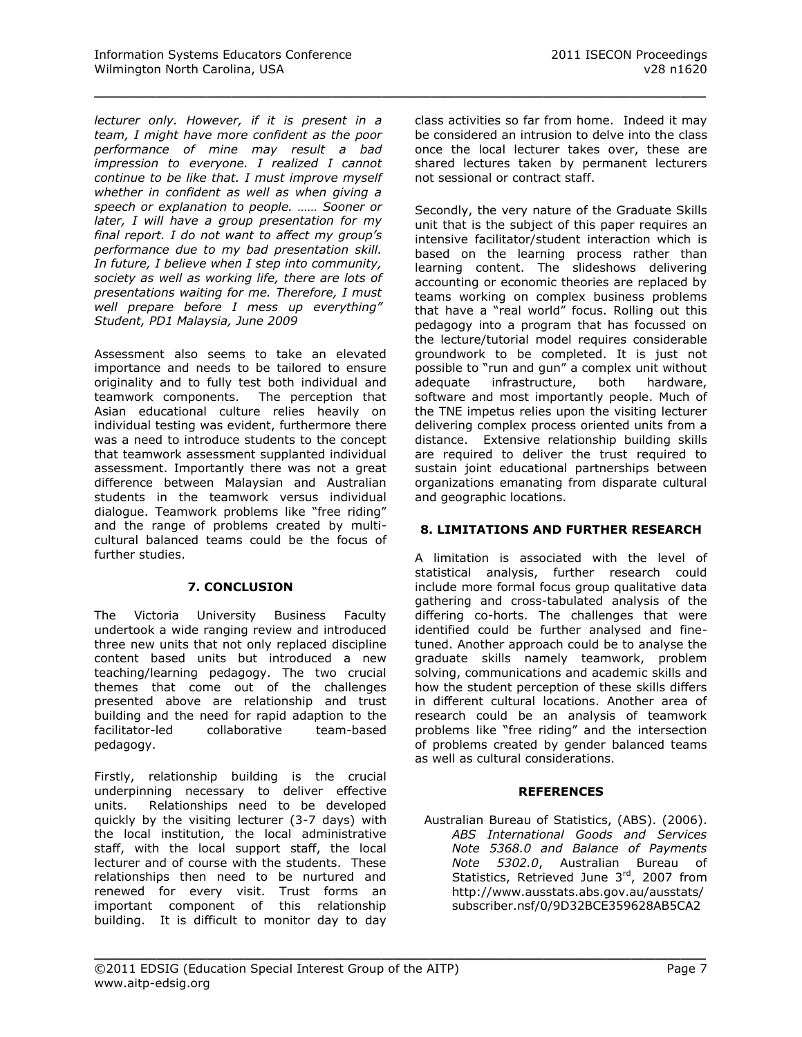*lecturer only. However, if it is present in a team, I might have more confident as the poor performance of mine may result a bad impression to everyone. I realized I cannot continue to be like that. I must improve myself whether in confident as well as when giving a speech or explanation to people. …… Sooner or later, I will have a group presentation for my final report. I do not want to affect my group's performance due to my bad presentation skill. In future, I believe when I step into community, society as well as working life, there are lots of presentations waiting for me. Therefore, I must well prepare before I mess up everything" Student, PD1 Malaysia, June 2009*

Assessment also seems to take an elevated importance and needs to be tailored to ensure originality and to fully test both individual and teamwork components. The perception that Asian educational culture relies heavily on individual testing was evident, furthermore there was a need to introduce students to the concept that teamwork assessment supplanted individual assessment. Importantly there was not a great difference between Malaysian and Australian students in the teamwork versus individual dialogue. Teamwork problems like "free riding" and the range of problems created by multi-cultural balanced teams could be the focus of further studies.

## 7. CONCLUSION

The Victoria University Business Faculty undertook a wide ranging review and introduced three new units that not only replaced discipline content based units but introduced a new teaching/learning pedagogy. The two crucial themes that come out of the challenges presented above are relationship and trust building and the need for rapid adaption to the facilitator-led collaborative team-based pedagogy.

Firstly, relationship building is the crucial underpinning necessary to deliver effective units. Relationships need to be developed quickly by the visiting lecturer (3-7 days) with the local institution, the local administrative staff, with the local support staff, the local lecturer and of course with the students. These relationships then need to be nurtured and renewed for every visit. Trust forms an important component of this relationship building. It is difficult to monitor day to day class activities so far from home. Indeed it may be considered an intrusion to delve into the class once the local lecturer takes over, these are shared lectures taken by permanent lecturers not sessional or contract staff.

Secondly, the very nature of the Graduate Skills unit that is the subject of this paper requires an intensive facilitator/student interaction which is based on the learning process rather than learning content. The slideshows delivering accounting or economic theories are replaced by teams working on complex business problems that have a "real world" focus. Rolling out this pedagogy into a program that has focussed on the lecture/tutorial model requires considerable groundwork to be completed. It is just not possible to "run and gun" a complex unit without adequate infrastructure, both hardware, software and most importantly people. Much of the TNE impetus relies upon the visiting lecturer delivering complex process oriented units from a distance. Extensive relationship building skills are required to deliver the trust required to sustain joint educational partnerships between organizations emanating from disparate cultural and geographic locations.

## 8. LIMITATIONS AND FURTHER RESEARCH

A limitation is associated with the level of statistical analysis, further research could include more formal focus group qualitative data gathering and cross-tabulated analysis of the differing co-horts. The challenges that were identified could be further analysed and fine-tuned. Another approach could be to analyse the graduate skills namely teamwork, problem solving, communications and academic skills and how the student perception of these skills differs in different cultural locations. Another area of research could be an analysis of teamwork problems like "free riding" and the intersection of problems created by gender balanced teams as well as cultural considerations.

## REFERENCES

Australian Bureau of Statistics, (ABS). (2006). *ABS International Goods and Services Note 5368.0 and Balance of Payments Note 5302.0*, Australian Bureau of Statistics, Retrieved June 3rd, 2007 from http://www.ausstats.abs.gov.au/ausstats/subscriber.nsf/0/9D32BCE359628AB5CA2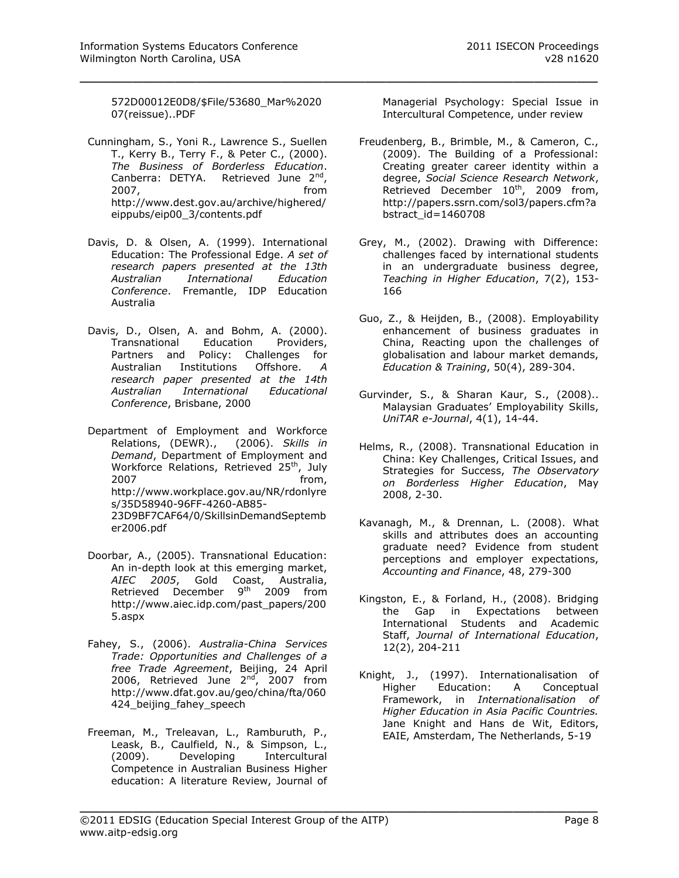572D00012E0D8/$File/53680_Mar%2020 07(reissue)..PDF

Cunningham, S., Yoni R., Lawrence S., Suellen T., Kerry B., Terry F., & Peter C., (2000). *The Business of Borderless Education*. Canberra: DETYA. Retrieved June 2nd, 2007, from http://www.dest.gov.au/archive/highered/eippubs/eip00_3/contents.pdf

Davis, D. & Olsen, A. (1999). International Education: The Professional Edge. *A set of research papers presented at the 13th Australian International Education Conference*. Fremantle, IDP Education Australia

Davis, D., Olsen, A. and Bohm, A. (2000). Transnational Education Providers, Partners and Policy: Challenges for Australian Institutions Offshore. *A research paper presented at the 14th Australian International Educational Conference*, Brisbane, 2000

Department of Employment and Workforce Relations, (DEWR)., (2006). *Skills in Demand*, Department of Employment and Workforce Relations, Retrieved 25th, July 2007 from, http://www.workplace.gov.au/NR/rdonlyres/35D58940-96FF-4260-AB85-23D9BF7CAF64/0/SkillsinDemandSeptember2006.pdf

Doorbar, A., (2005). Transnational Education: An in-depth look at this emerging market, *AIEC 2005*, Gold Coast, Australia, Retrieved December 9th 2009 from http://www.aiec.idp.com/past_papers/2005.aspx

Fahey, S., (2006). *Australia-China Services Trade: Opportunities and Challenges of a free Trade Agreement*, Beijing, 24 April 2006, Retrieved June 2nd, 2007 from http://www.dfat.gov.au/geo/china/fta/060424_beijing_fahey_speech

Freeman, M., Treleavan, L., Ramburuth, P., Leask, B., Caulfield, N., & Simpson, L., (2009). Developing Intercultural Competence in Australian Business Higher education: A literature Review, Journal of Managerial Psychology: Special Issue in Intercultural Competence, under review

Freudenberg, B., Brimble, M., & Cameron, C., (2009). The Building of a Professional: Creating greater career identity within a degree, *Social Science Research Network*, Retrieved December 10th, 2009 from, http://papers.ssrn.com/sol3/papers.cfm?abstract_id=1460708

Grey, M., (2002). Drawing with Difference: challenges faced by international students in an undergraduate business degree, *Teaching in Higher Education*, 7(2), 153-166

Guo, Z., & Heijden, B., (2008). Employability enhancement of business graduates in China, Reacting upon the challenges of globalisation and labour market demands, *Education & Training*, 50(4), 289-304.

Gurvinder, S., & Sharan Kaur, S., (2008).. Malaysian Graduates' Employability Skills, *UniTAR e-Journal*, 4(1), 14-44.

Helms, R., (2008). Transnational Education in China: Key Challenges, Critical Issues, and Strategies for Success, *The Observatory on Borderless Higher Education*, May 2008, 2-30.

Kavanagh, M., & Drennan, L. (2008). What skills and attributes does an accounting graduate need? Evidence from student perceptions and employer expectations, *Accounting and Finance*, 48, 279-300

Kingston, E., & Forland, H., (2008). Bridging the Gap in Expectations between International Students and Academic Staff, *Journal of International Education*, 12(2), 204-211

Knight, J., (1997). Internationalisation of Higher Education: A Conceptual Framework, in *Internationalisation of Higher Education in Asia Pacific Countries.* Jane Knight and Hans de Wit, Editors, EAIE, Amsterdam, The Netherlands, 5-19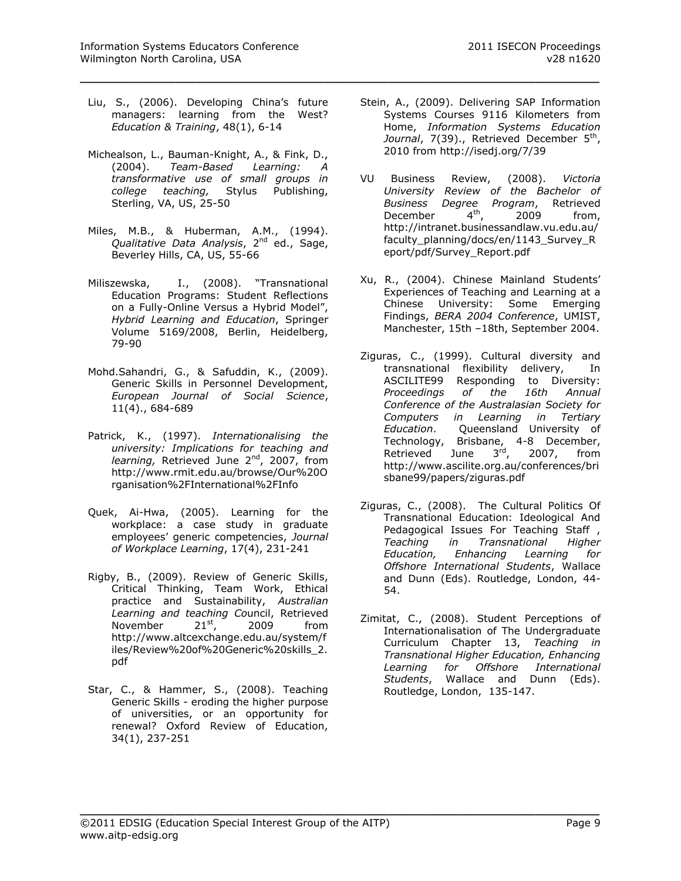Liu, S., (2006). Developing China's future managers: learning from the West? *Education & Training*, 48(1), 6-14

Michealson, L., Bauman-Knight, A., & Fink, D., (2004). *Team-Based Learning: A transformative use of small groups in college teaching,* Stylus Publishing, Sterling, VA, US, 25-50

Miles, M.B., & Huberman, A.M., (1994). *Qualitative Data Analysis*, 2nd ed., Sage, Beverley Hills, CA, US, 55-66

Miliszewska, I., (2008). "Transnational Education Programs: Student Reflections on a Fully-Online Versus a Hybrid Model", *Hybrid Learning and Education*, Springer Volume 5169/2008, Berlin, Heidelberg, 79-90

Mohd.Sahandri, G., & Safuddin, K., (2009). Generic Skills in Personnel Development, *European Journal of Social Science*, 11(4)., 684-689

Patrick, K., (1997). *Internationalising the university: Implications for teaching and learning,* Retrieved June 2nd, 2007, from http://www.rmit.edu.au/browse/Our%20Organisation%2FInternational%2FInfo

Quek, Ai-Hwa, (2005). Learning for the workplace: a case study in graduate employees' generic competencies, *Journal of Workplace Learning*, 17(4), 231-241

Rigby, B., (2009). Review of Generic Skills, Critical Thinking, Team Work, Ethical practice and Sustainability, *Australian Learning and teaching C*ouncil, Retrieved November 21st, 2009 from http://www.altcexchange.edu.au/system/files/Review%20of%20Generic%20skills_2.pdf

Star, C., & Hammer, S., (2008). Teaching Generic Skills - eroding the higher purpose of universities, or an opportunity for renewal? Oxford Review of Education, 34(1), 237-251

Stein, A., (2009). Delivering SAP Information Systems Courses 9116 Kilometers from Home, *Information Systems Education Journal*, 7(39)., Retrieved December 5th, 2010 from http://isedj.org/7/39

VU Business Review, (2008). *Victoria University Review of the Bachelor of Business Degree Program*, Retrieved December 4th, 2009 from, http://intranet.businessandlaw.vu.edu.au/faculty_planning/docs/en/1143_Survey_Report/pdf/Survey_Report.pdf

Xu, R., (2004). Chinese Mainland Students' Experiences of Teaching and Learning at a Chinese University: Some Emerging Findings, *BERA 2004 Conference*, UMIST, Manchester, 15th –18th, September 2004.

Ziguras, C., (1999). Cultural diversity and transnational flexibility delivery, In ASCILITE99 Responding to Diversity: *Proceedings of the 16th Annual Conference of the Australasian Society for Computers in Learning in Tertiary Education*. Queensland University of Technology, Brisbane, 4-8 December, Retrieved June 3rd, 2007, from http://www.ascilite.org.au/conferences/brisbane99/papers/ziguras.pdf

Ziguras, C., (2008). The Cultural Politics Of Transnational Education: Ideological And Pedagogical Issues For Teaching Staff , *Teaching in Transnational Higher Education, Enhancing Learning for Offshore International Students*, Wallace and Dunn (Eds). Routledge, London, 44-54.

Zimitat, C., (2008). Student Perceptions of Internationalisation of The Undergraduate Curriculum Chapter 13, *Teaching in Transnational Higher Education, Enhancing Learning for Offshore International Students*, Wallace and Dunn (Eds). Routledge, London, 135-147.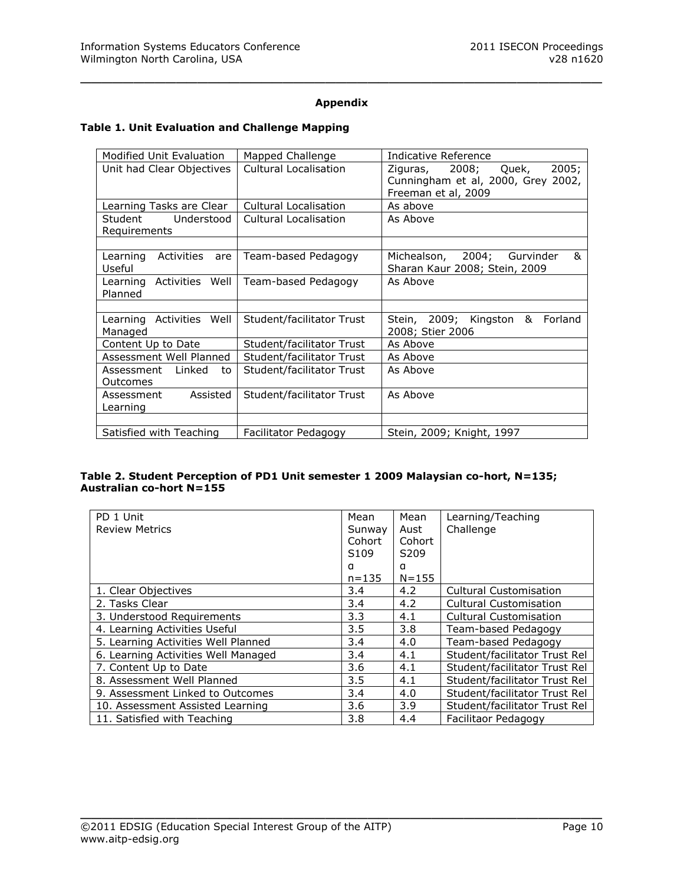## Appendix

**Table 1. Unit Evaluation and Challenge Mapping**

| Modified Unit Evaluation | Mapped Challenge | Indicative Reference |
|---|---|---|
| Unit had Clear Objectives | Cultural Localisation | Ziguras, 2008; Quek, 2005; Cunningham et al, 2000, Grey 2002, Freeman et al, 2009 |
| Learning Tasks are Clear | Cultural Localisation | As above |
| Student Understood Requirements | Cultural Localisation | As Above |
| | | |
| Learning Activities are Useful | Team-based Pedagogy | Michealson, 2004; Gurvinder & Sharan Kaur 2008; Stein, 2009 |
| Learning Activities Well Planned | Team-based Pedagogy | As Above |
| | | |
| Learning Activities Well Managed | Student/facilitator Trust | Stein, 2009; Kingston & Forland 2008; Stier 2006 |
| Content Up to Date | Student/facilitator Trust | As Above |
| Assessment Well Planned | Student/facilitator Trust | As Above |
| Assessment Linked to Outcomes | Student/facilitator Trust | As Above |
| Assessment Assisted Learning | Student/facilitator Trust | As Above |
| | | |
| Satisfied with Teaching | Facilitator Pedagogy | Stein, 2009; Knight, 1997 |

**Table 2. Student Perception of PD1 Unit semester 1 2009 Malaysian co-hort, N=135; Australian co-hort N=155**

| PD 1 Unit Review Metrics | Mean Sunway Cohort S109 ɑ n=135 | Mean Aust Cohort S209 ɑ N=155 | Learning/Teaching Challenge |
|---|---|---|---|
| 1. Clear Objectives | 3.4 | 4.2 | Cultural Customisation |
| 2. Tasks Clear | 3.4 | 4.2 | Cultural Customisation |
| 3. Understood Requirements | 3.3 | 4.1 | Cultural Customisation |
| 4. Learning Activities Useful | 3.5 | 3.8 | Team-based Pedagogy |
| 5. Learning Activities Well Planned | 3.4 | 4.0 | Team-based Pedagogy |
| 6. Learning Activities Well Managed | 3.4 | 4.1 | Student/facilitator Trust Rel |
| 7. Content Up to Date | 3.6 | 4.1 | Student/facilitator Trust Rel |
| 8. Assessment Well Planned | 3.5 | 4.1 | Student/facilitator Trust Rel |
| 9. Assessment Linked to Outcomes | 3.4 | 4.0 | Student/facilitator Trust Rel |
| 10. Assessment Assisted Learning | 3.6 | 3.9 | Student/facilitator Trust Rel |
| 11. Satisfied with Teaching | 3.8 | 4.4 | Facilitaor Pedagogy |